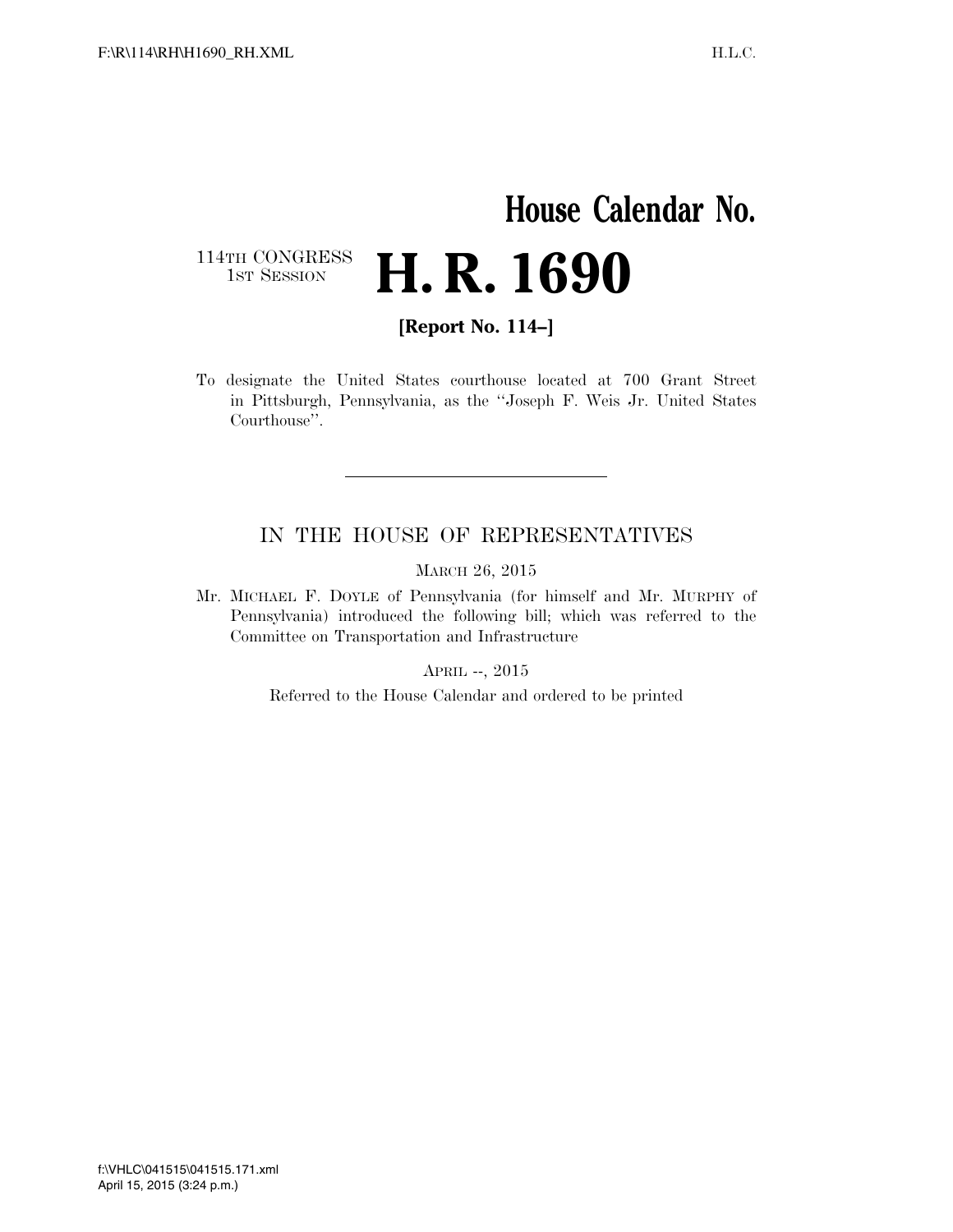# House Calendar No.

114TH CONGRESS
1ST SESSION

# H. R. 1690

**[Report No. 114–]**

To designate the United States courthouse located at 700 Grant Street in Pittsburgh, Pennsylvania, as the ''Joseph F. Weis Jr. United States Courthouse''.

---

## IN THE HOUSE OF REPRESENTATIVES

MARCH 26, 2015

Mr. MICHAEL F. DOYLE of Pennsylvania (for himself and Mr. MURPHY of Pennsylvania) introduced the following bill; which was referred to the Committee on Transportation and Infrastructure

APRIL --, 2015

Referred to the House Calendar and ordered to be printed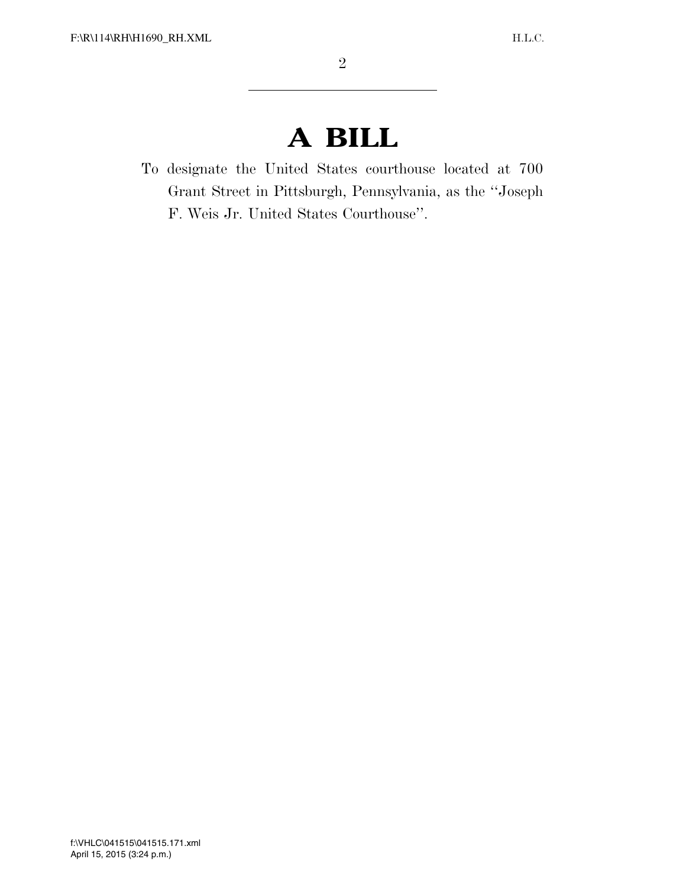# A BILL

To designate the United States courthouse located at 700 Grant Street in Pittsburgh, Pennsylvania, as the "Joseph F. Weis Jr. United States Courthouse".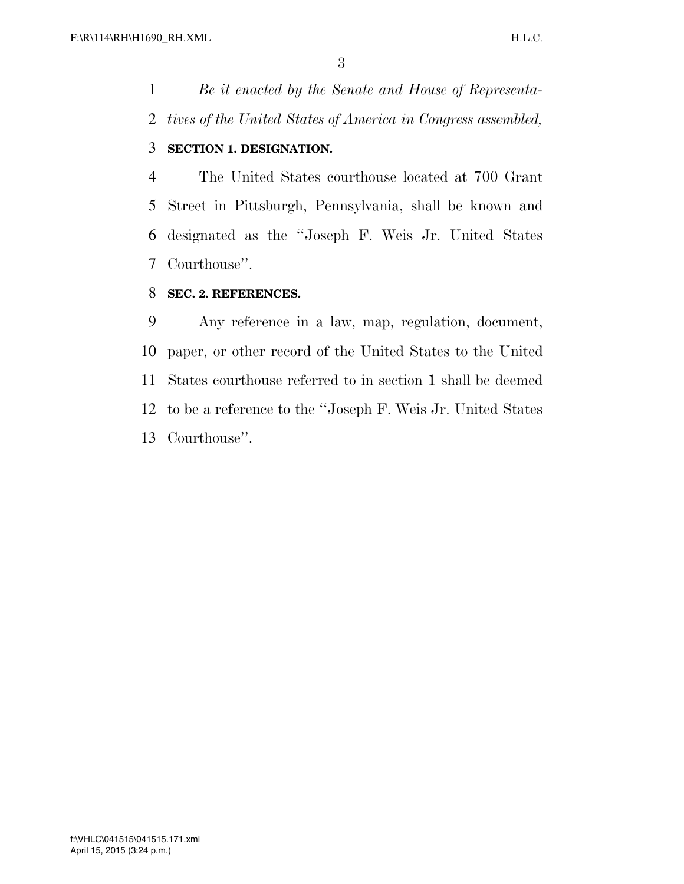*Be it enacted by the Senate and House of Representatives of the United States of America in Congress assembled,*

**SECTION 1. DESIGNATION.**

The United States courthouse located at 700 Grant Street in Pittsburgh, Pennsylvania, shall be known and designated as the "Joseph F. Weis Jr. United States Courthouse".

**SEC. 2. REFERENCES.**

Any reference in a law, map, regulation, document, paper, or other record of the United States to the United States courthouse referred to in section 1 shall be deemed to be a reference to the "Joseph F. Weis Jr. United States Courthouse".